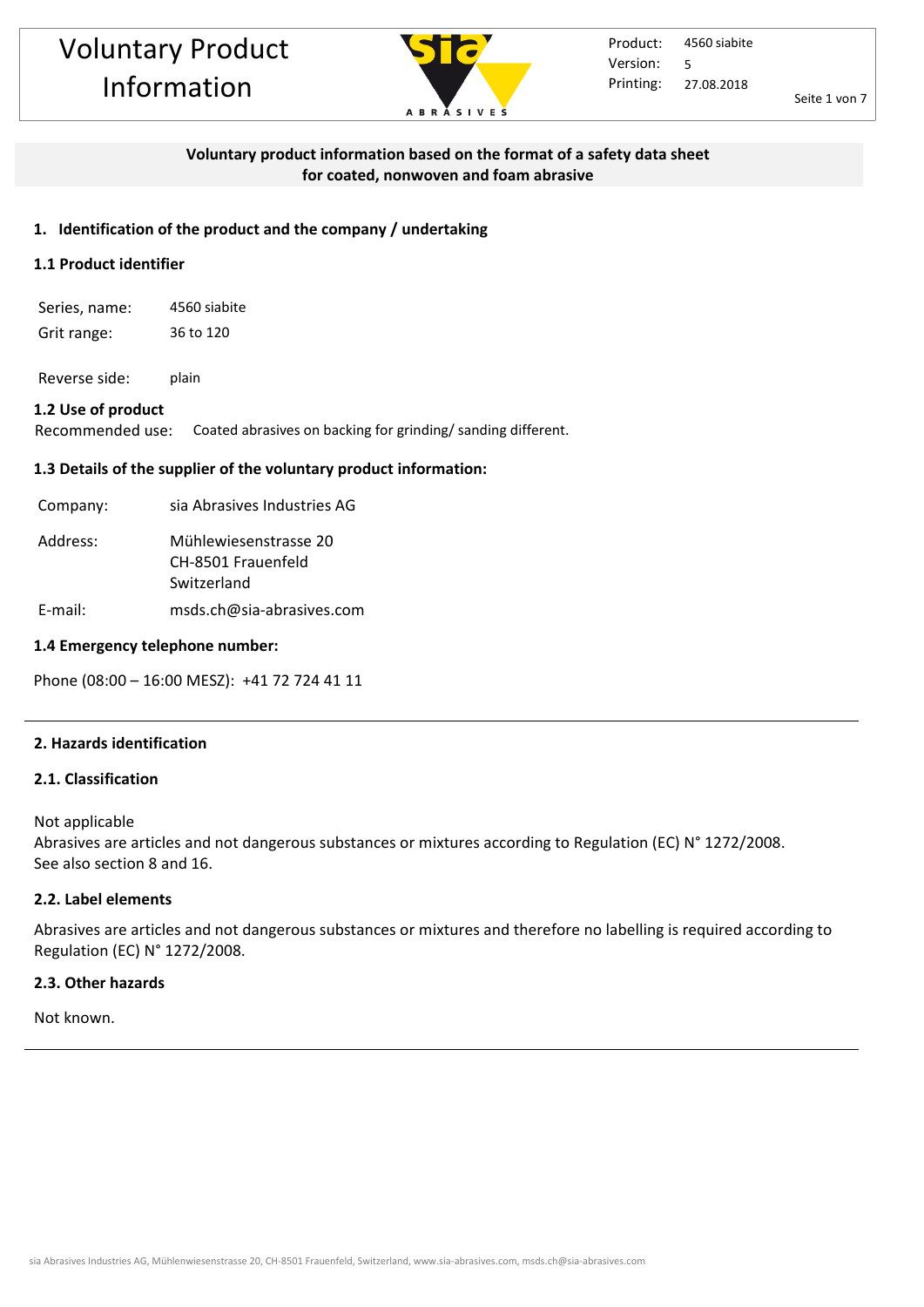# Voluntary Product Information

Product: 4560 siabite
Version: 5
Printing: 27.08.2018

**Voluntary product information based on the format of a safety data sheet for coated, nonwoven and foam abrasive**

## 1. Identification of the product and the company / undertaking

### 1.1 Product identifier

Series, name: 4560 siabite
Grit range: 36 to 120

Reverse side: plain

### 1.2 Use of product

Recommended use: Coated abrasives on backing for grinding/ sanding different.

### 1.3 Details of the supplier of the voluntary product information:

Company: sia Abrasives Industries AG

Address: Mühlewiesenstrasse 20
CH-8501 Frauenfeld
Switzerland

E-mail: msds.ch@sia-abrasives.com

### 1.4 Emergency telephone number:

Phone (08:00 – 16:00 MESZ): +41 72 724 41 11

---

## 2. Hazards identification

### 2.1. Classification

Not applicable
Abrasives are articles and not dangerous substances or mixtures according to Regulation (EC) N° 1272/2008.
See also section 8 and 16.

### 2.2. Label elements

Abrasives are articles and not dangerous substances or mixtures and therefore no labelling is required according to Regulation (EC) N° 1272/2008.

### 2.3. Other hazards

Not known.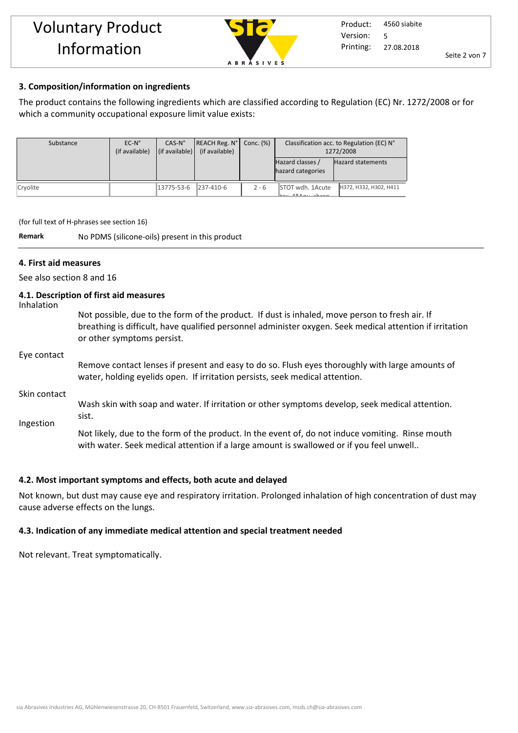## 3. Composition/information on ingredients

The product contains the following ingredients which are classified according to Regulation (EC) Nr. 1272/2008 or for which a community occupational exposure limit value exists:

| Substance | EC-N° (if available) | CAS-N° (if available) | REACH Reg. N° (if available) | Conc. (%) | Classification acc. to Regulation (EC) N° 1272/2008 | |
|---|---|---|---|---|---|---|
| | | | | | Hazard classes / hazard categories | Hazard statements |
| Cryolite | | 13775-53-6 | 237-410-6 | 2 - 6 | STOT wdh. 1Acute tox. 4*Aqu. chron. | H372, H332, H302, H411 |

(for full text of H-phrases see section 16)

**Remark** No PDMS (silicone-oils) present in this product

## 4. First aid measures

See also section 8 and 16

### 4.1. Description of first aid measures

**Inhalation**

Not possible, due to the form of the product. If dust is inhaled, move person to fresh air. If breathing is difficult, have qualified personnel administer oxygen. Seek medical attention if irritation or other symptoms persist.

**Eye contact**

Remove contact lenses if present and easy to do so. Flush eyes thoroughly with large amounts of water, holding eyelids open. If irritation persists, seek medical attention.

**Skin contact**

Wash skin with soap and water. If irritation or other symptoms develop, seek medical attention. sist.

**Ingestion**

Not likely, due to the form of the product. In the event of, do not induce vomiting. Rinse mouth with water. Seek medical attention if a large amount is swallowed or if you feel unwell..

### 4.2. Most important symptoms and effects, both acute and delayed

Not known, but dust may cause eye and respiratory irritation. Prolonged inhalation of high concentration of dust may cause adverse effects on the lungs.

### 4.3. Indication of any immediate medical attention and special treatment needed

Not relevant. Treat symptomatically.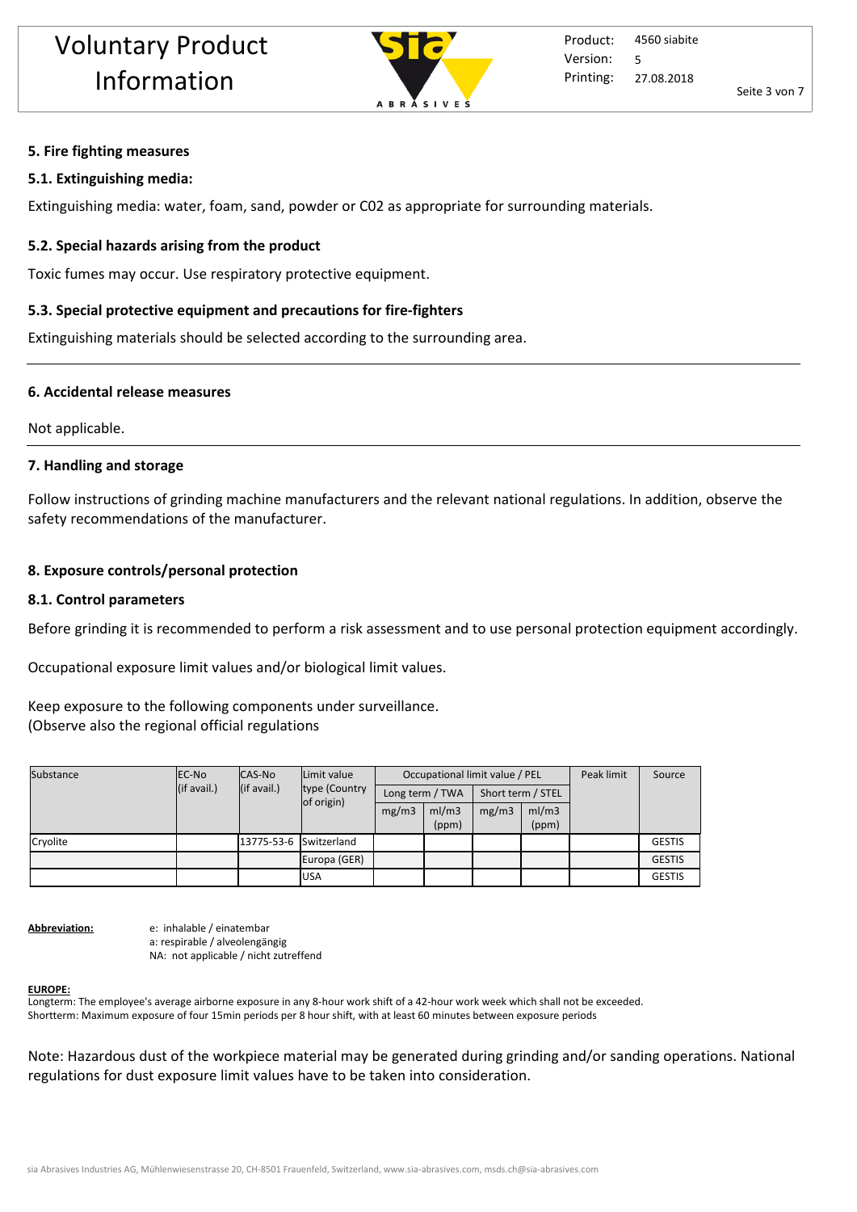## 5. Fire fighting measures

### 5.1. Extinguishing media:

Extinguishing media: water, foam, sand, powder or C02 as appropriate for surrounding materials.

### 5.2. Special hazards arising from the product

Toxic fumes may occur. Use respiratory protective equipment.

### 5.3. Special protective equipment and precautions for fire-fighters

Extinguishing materials should be selected according to the surrounding area.

---

## 6. Accidental release measures

Not applicable.

---

## 7. Handling and storage

Follow instructions of grinding machine manufacturers and the relevant national regulations. In addition, observe the safety recommendations of the manufacturer.

## 8. Exposure controls/personal protection

### 8.1. Control parameters

Before grinding it is recommended to perform a risk assessment and to use personal protection equipment accordingly.

Occupational exposure limit values and/or biological limit values.

Keep exposure to the following components under surveillance.
(Observe also the regional official regulations

| Substance | EC-No (if avail.) | CAS-No (if avail.) | Limit value type (Country of origin) | Occupational limit value / PEL | | | | Peak limit | Source |
|---|---|---|---|---|---|---|---|---|---|
| | | | | Long term / TWA | | Short term / STEL | | | |
| | | | | mg/m3 | ml/m3 (ppm) | mg/m3 | ml/m3 (ppm) | | |
| Cryolite | | 13775-53-6 | Switzerland | | | | | | GESTIS |
| | | | Europa (GER) | | | | | | GESTIS |
| | | | USA | | | | | | GESTIS |

**Abbreviation:**

e: inhalable / einatembar
a: respirable / alveolengängig
NA: not applicable / nicht zutreffend

**EUROPE:**
Longterm: The employee's average airborne exposure in any 8-hour work shift of a 42-hour work week which shall not be exceeded.
Shortterm: Maximum exposure of four 15min periods per 8 hour shift, with at least 60 minutes between exposure periods

Note: Hazardous dust of the workpiece material may be generated during grinding and/or sanding operations. National regulations for dust exposure limit values have to be taken into consideration.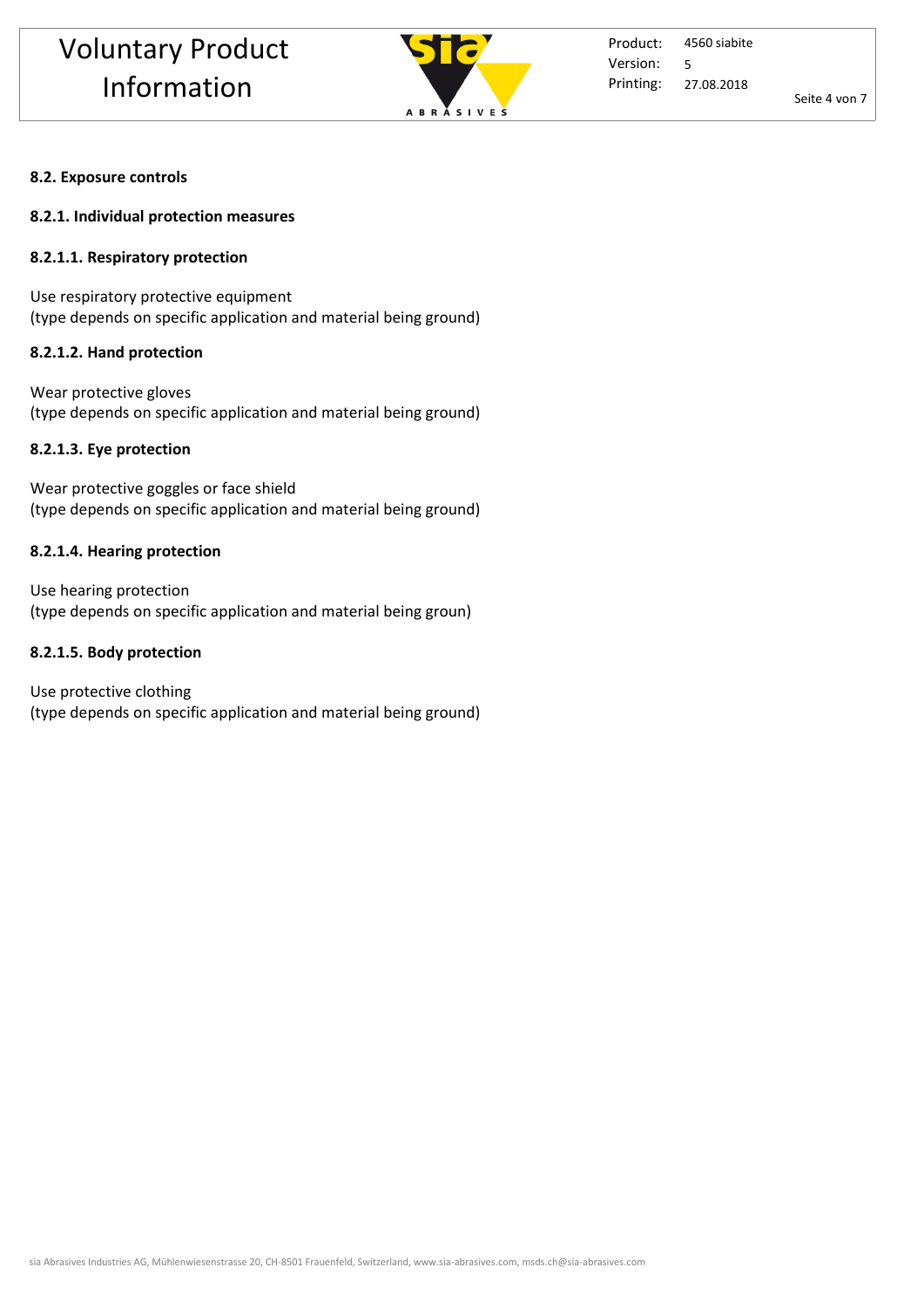### 8.2. Exposure controls

#### 8.2.1. Individual protection measures

##### 8.2.1.1. Respiratory protection

Use respiratory protective equipment
(type depends on specific application and material being ground)

##### 8.2.1.2. Hand protection

Wear protective gloves
(type depends on specific application and material being ground)

##### 8.2.1.3. Eye protection

Wear protective goggles or face shield
(type depends on specific application and material being ground)

##### 8.2.1.4. Hearing protection

Use hearing protection
(type depends on specific application and material being groun)

##### 8.2.1.5. Body protection

Use protective clothing
(type depends on specific application and material being ground)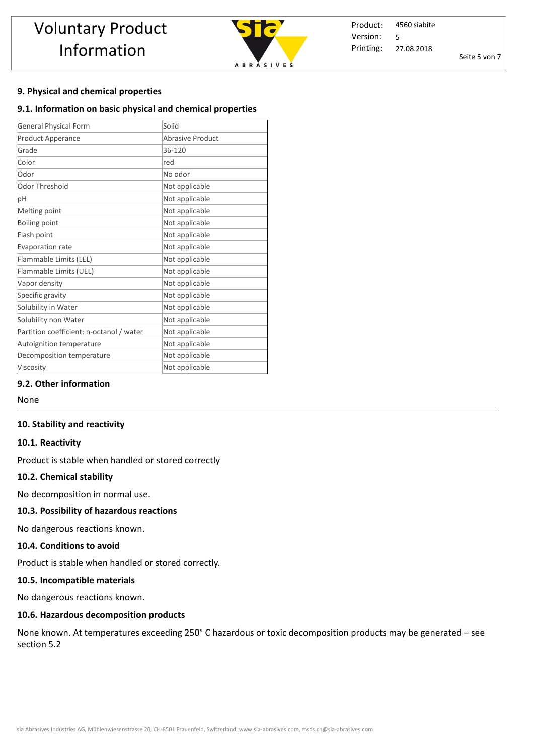## 9. Physical and chemical properties

### 9.1. Information on basic physical and chemical properties

| General Physical Form | Solid |
|---|---|
| Product Apperance | Abrasive Product |
| Grade | 36-120 |
| Color | red |
| Odor | No odor |
| Odor Threshold | Not applicable |
| pH | Not applicable |
| Melting point | Not applicable |
| Boiling point | Not applicable |
| Flash point | Not applicable |
| Evaporation rate | Not applicable |
| Flammable Limits (LEL) | Not applicable |
| Flammable Limits (UEL) | Not applicable |
| Vapor density | Not applicable |
| Specific gravity | Not applicable |
| Solubility in Water | Not applicable |
| Solubility non Water | Not applicable |
| Partition coefficient: n-octanol / water | Not applicable |
| Autoignition temperature | Not applicable |
| Decomposition temperature | Not applicable |
| Viscosity | Not applicable |

### 9.2. Other information

None

## 10. Stability and reactivity

### 10.1. Reactivity

Product is stable when handled or stored correctly

### 10.2. Chemical stability

No decomposition in normal use.

### 10.3. Possibility of hazardous reactions

No dangerous reactions known.

### 10.4. Conditions to avoid

Product is stable when handled or stored correctly.

### 10.5. Incompatible materials

No dangerous reactions known.

### 10.6. Hazardous decomposition products

None known. At temperatures exceeding 250° C hazardous or toxic decomposition products may be generated – see section 5.2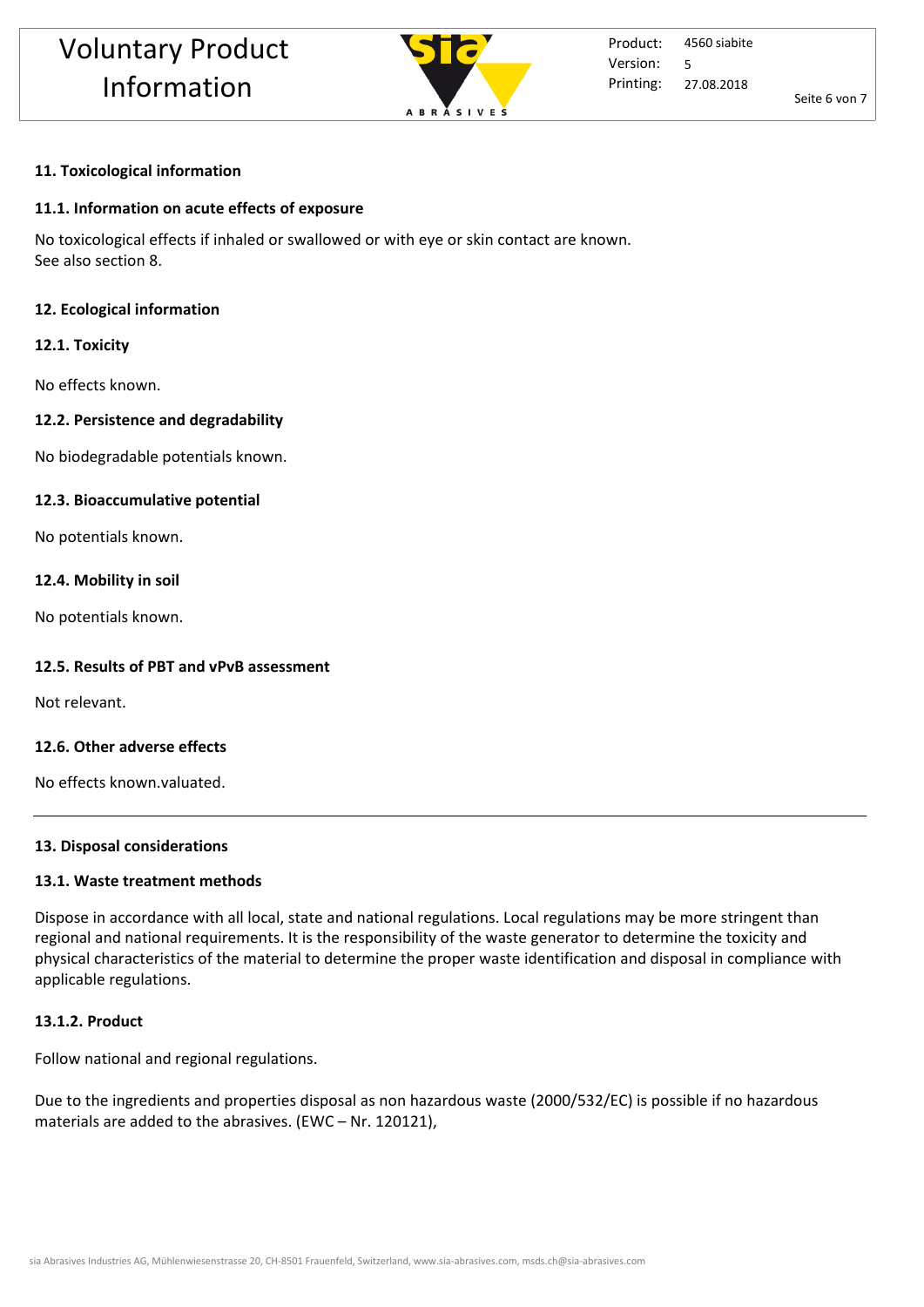## 11. Toxicological information

### 11.1. Information on acute effects of exposure

No toxicological effects if inhaled or swallowed or with eye or skin contact are known.
See also section 8.

## 12. Ecological information

### 12.1. Toxicity

No effects known.

### 12.2. Persistence and degradability

No biodegradable potentials known.

### 12.3. Bioaccumulative potential

No potentials known.

### 12.4. Mobility in soil

No potentials known.

### 12.5. Results of PBT and vPvB assessment

Not relevant.

### 12.6. Other adverse effects

No effects known.valuated.

---

## 13. Disposal considerations

### 13.1. Waste treatment methods

Dispose in accordance with all local, state and national regulations. Local regulations may be more stringent than regional and national requirements. It is the responsibility of the waste generator to determine the toxicity and physical characteristics of the material to determine the proper waste identification and disposal in compliance with applicable regulations.

### 13.1.2. Product

Follow national and regional regulations.

Due to the ingredients and properties disposal as non hazardous waste (2000/532/EC) is possible if no hazardous materials are added to the abrasives. (EWC – Nr. 120121),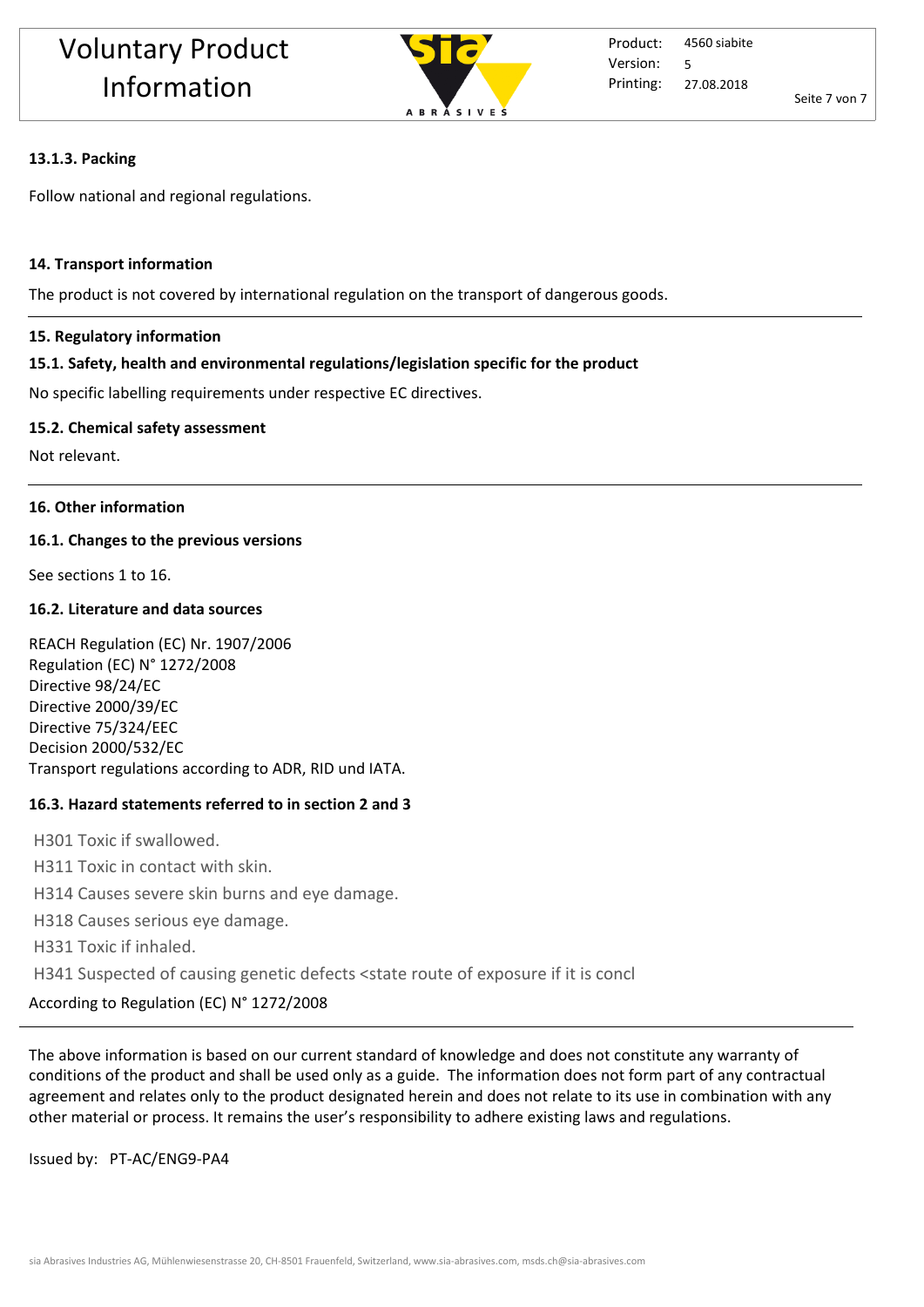### 13.1.3. Packing

Follow national and regional regulations.

## 14. Transport information

The product is not covered by international regulation on the transport of dangerous goods.

## 15. Regulatory information

### 15.1. Safety, health and environmental regulations/legislation specific for the product

No specific labelling requirements under respective EC directives.

### 15.2. Chemical safety assessment

Not relevant.

## 16. Other information

### 16.1. Changes to the previous versions

See sections 1 to 16.

### 16.2. Literature and data sources

REACH Regulation (EC) Nr. 1907/2006
Regulation (EC) N° 1272/2008
Directive 98/24/EC
Directive 2000/39/EC
Directive 75/324/EEC
Decision 2000/532/EC
Transport regulations according to ADR, RID und IATA.

### 16.3. Hazard statements referred to in section 2 and 3

H301 Toxic if swallowed.
H311 Toxic in contact with skin.
H314 Causes severe skin burns and eye damage.
H318 Causes serious eye damage.
H331 Toxic if inhaled.
H341 Suspected of causing genetic defects <state route of exposure if it is concl

According to Regulation (EC) N° 1272/2008

The above information is based on our current standard of knowledge and does not constitute any warranty of conditions of the product and shall be used only as a guide. The information does not form part of any contractual agreement and relates only to the product designated herein and does not relate to its use in combination with any other material or process. It remains the user's responsibility to adhere existing laws and regulations.

Issued by: PT-AC/ENG9-PA4